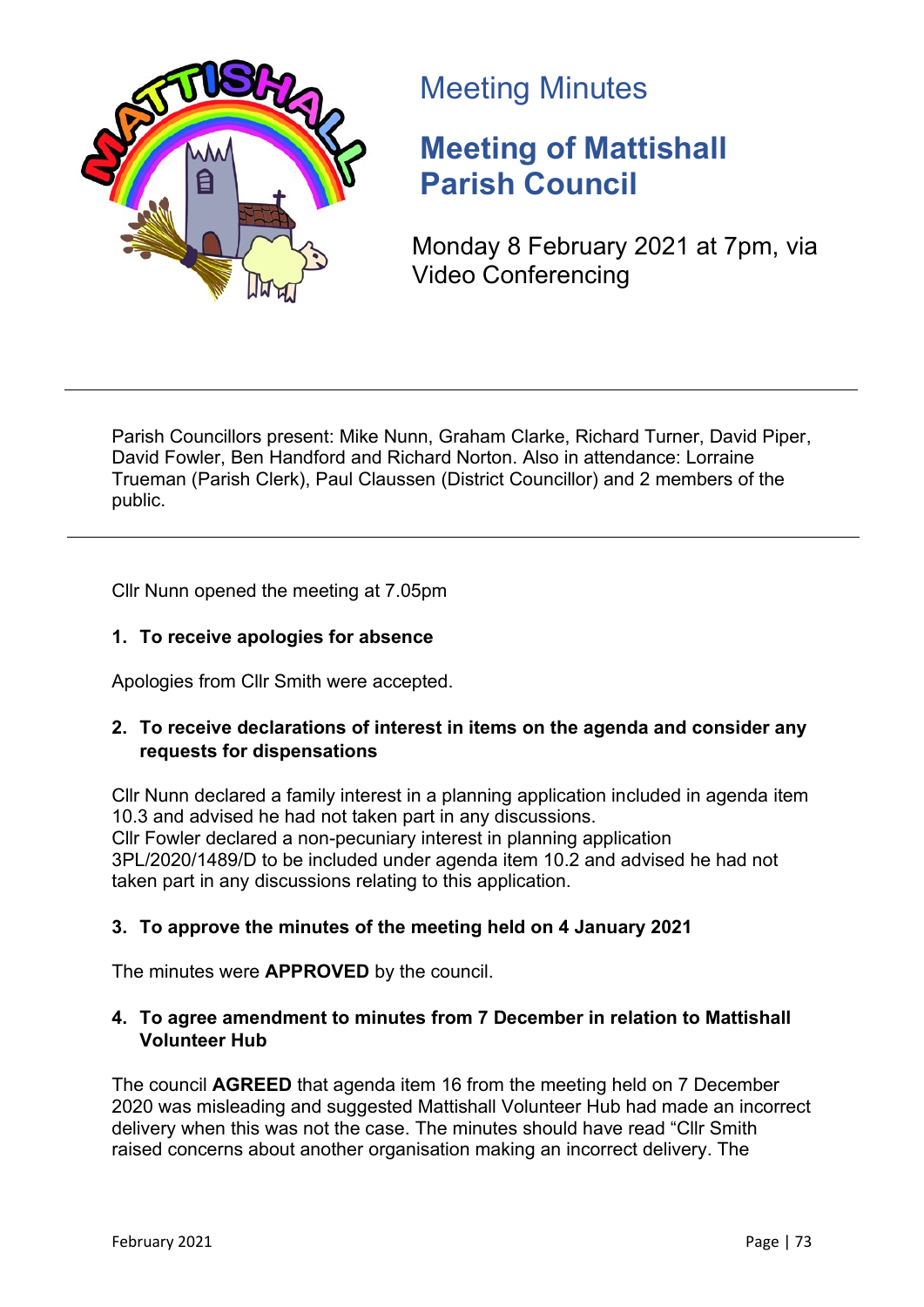# Meeting Minutes

## Meeting of Mattishall Parish Council

Monday 8 February 2021 at 7pm, via Video Conferencing

---

Parish Councillors present: Mike Nunn, Graham Clarke, Richard Turner, David Piper, David Fowler, Ben Handford and Richard Norton. Also in attendance: Lorraine Trueman (Parish Clerk), Paul Claussen (District Councillor) and 2 members of the public.

---

Cllr Nunn opened the meeting at 7.05pm

**1. To receive apologies for absence**

Apologies from Cllr Smith were accepted.

**2. To receive declarations of interest in items on the agenda and consider any requests for dispensations**

Cllr Nunn declared a family interest in a planning application included in agenda item 10.3 and advised he had not taken part in any discussions.
Cllr Fowler declared a non-pecuniary interest in planning application 3PL/2020/1489/D to be included under agenda item 10.2 and advised he had not taken part in any discussions relating to this application.

**3. To approve the minutes of the meeting held on 4 January 2021**

The minutes were **APPROVED** by the council.

**4. To agree amendment to minutes from 7 December in relation to Mattishall Volunteer Hub**

The council **AGREED** that agenda item 16 from the meeting held on 7 December 2020 was misleading and suggested Mattishall Volunteer Hub had made an incorrect delivery when this was not the case. The minutes should have read "Cllr Smith raised concerns about another organisation making an incorrect delivery. The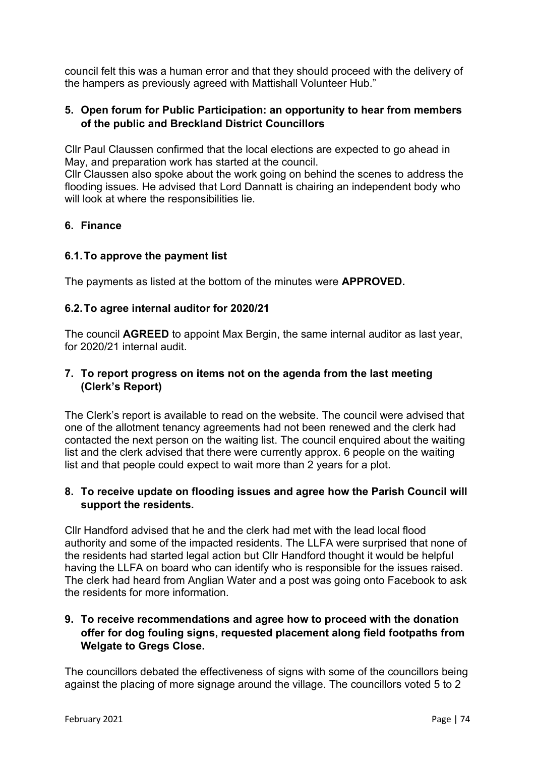council felt this was a human error and that they should proceed with the delivery of the hampers as previously agreed with Mattishall Volunteer Hub."

## 5. Open forum for Public Participation: an opportunity to hear from members of the public and Breckland District Councillors

Cllr Paul Claussen confirmed that the local elections are expected to go ahead in May, and preparation work has started at the council.
Cllr Claussen also spoke about the work going on behind the scenes to address the flooding issues. He advised that Lord Dannatt is chairing an independent body who will look at where the responsibilities lie.

## 6. Finance

### 6.1. To approve the payment list

The payments as listed at the bottom of the minutes were **APPROVED.**

### 6.2. To agree internal auditor for 2020/21

The council **AGREED** to appoint Max Bergin, the same internal auditor as last year, for 2020/21 internal audit.

## 7. To report progress on items not on the agenda from the last meeting (Clerk's Report)

The Clerk's report is available to read on the website. The council were advised that one of the allotment tenancy agreements had not been renewed and the clerk had contacted the next person on the waiting list. The council enquired about the waiting list and the clerk advised that there were currently approx. 6 people on the waiting list and that people could expect to wait more than 2 years for a plot.

## 8. To receive update on flooding issues and agree how the Parish Council will support the residents.

Cllr Handford advised that he and the clerk had met with the lead local flood authority and some of the impacted residents. The LLFA were surprised that none of the residents had started legal action but Cllr Handford thought it would be helpful having the LLFA on board who can identify who is responsible for the issues raised. The clerk had heard from Anglian Water and a post was going onto Facebook to ask the residents for more information.

## 9. To receive recommendations and agree how to proceed with the donation offer for dog fouling signs, requested placement along field footpaths from Welgate to Gregs Close.

The councillors debated the effectiveness of signs with some of the councillors being against the placing of more signage around the village. The councillors voted 5 to 2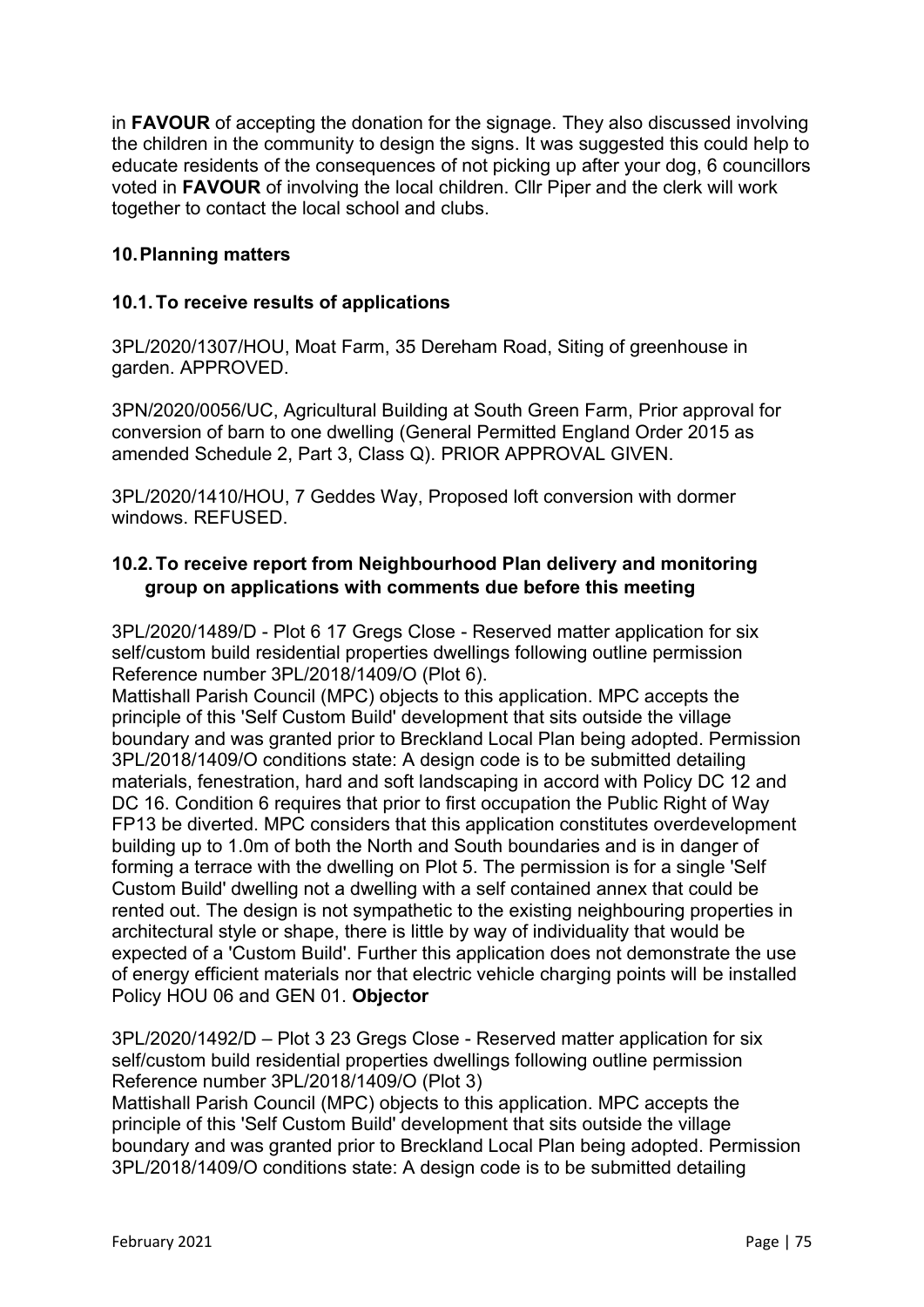in **FAVOUR** of accepting the donation for the signage. They also discussed involving the children in the community to design the signs. It was suggested this could help to educate residents of the consequences of not picking up after your dog, 6 councillors voted in **FAVOUR** of involving the local children. Cllr Piper and the clerk will work together to contact the local school and clubs.

## 10. Planning matters

### 10.1. To receive results of applications

3PL/2020/1307/HOU, Moat Farm, 35 Dereham Road, Siting of greenhouse in garden. APPROVED.

3PN/2020/0056/UC, Agricultural Building at South Green Farm, Prior approval for conversion of barn to one dwelling (General Permitted England Order 2015 as amended Schedule 2, Part 3, Class Q). PRIOR APPROVAL GIVEN.

3PL/2020/1410/HOU, 7 Geddes Way, Proposed loft conversion with dormer windows. REFUSED.

### 10.2. To receive report from Neighbourhood Plan delivery and monitoring group on applications with comments due before this meeting

3PL/2020/1489/D - Plot 6 17 Gregs Close - Reserved matter application for six self/custom build residential properties dwellings following outline permission Reference number 3PL/2018/1409/O (Plot 6).
Mattishall Parish Council (MPC) objects to this application. MPC accepts the principle of this 'Self Custom Build' development that sits outside the village boundary and was granted prior to Breckland Local Plan being adopted. Permission 3PL/2018/1409/O conditions state: A design code is to be submitted detailing materials, fenestration, hard and soft landscaping in accord with Policy DC 12 and DC 16. Condition 6 requires that prior to first occupation the Public Right of Way FP13 be diverted. MPC considers that this application constitutes overdevelopment building up to 1.0m of both the North and South boundaries and is in danger of forming a terrace with the dwelling on Plot 5. The permission is for a single 'Self Custom Build' dwelling not a dwelling with a self contained annex that could be rented out. The design is not sympathetic to the existing neighbouring properties in architectural style or shape, there is little by way of individuality that would be expected of a 'Custom Build'. Further this application does not demonstrate the use of energy efficient materials nor that electric vehicle charging points will be installed Policy HOU 06 and GEN 01. **Objector**

3PL/2020/1492/D – Plot 3 23 Gregs Close - Reserved matter application for six self/custom build residential properties dwellings following outline permission Reference number 3PL/2018/1409/O (Plot 3)
Mattishall Parish Council (MPC) objects to this application. MPC accepts the principle of this 'Self Custom Build' development that sits outside the village boundary and was granted prior to Breckland Local Plan being adopted. Permission 3PL/2018/1409/O conditions state: A design code is to be submitted detailing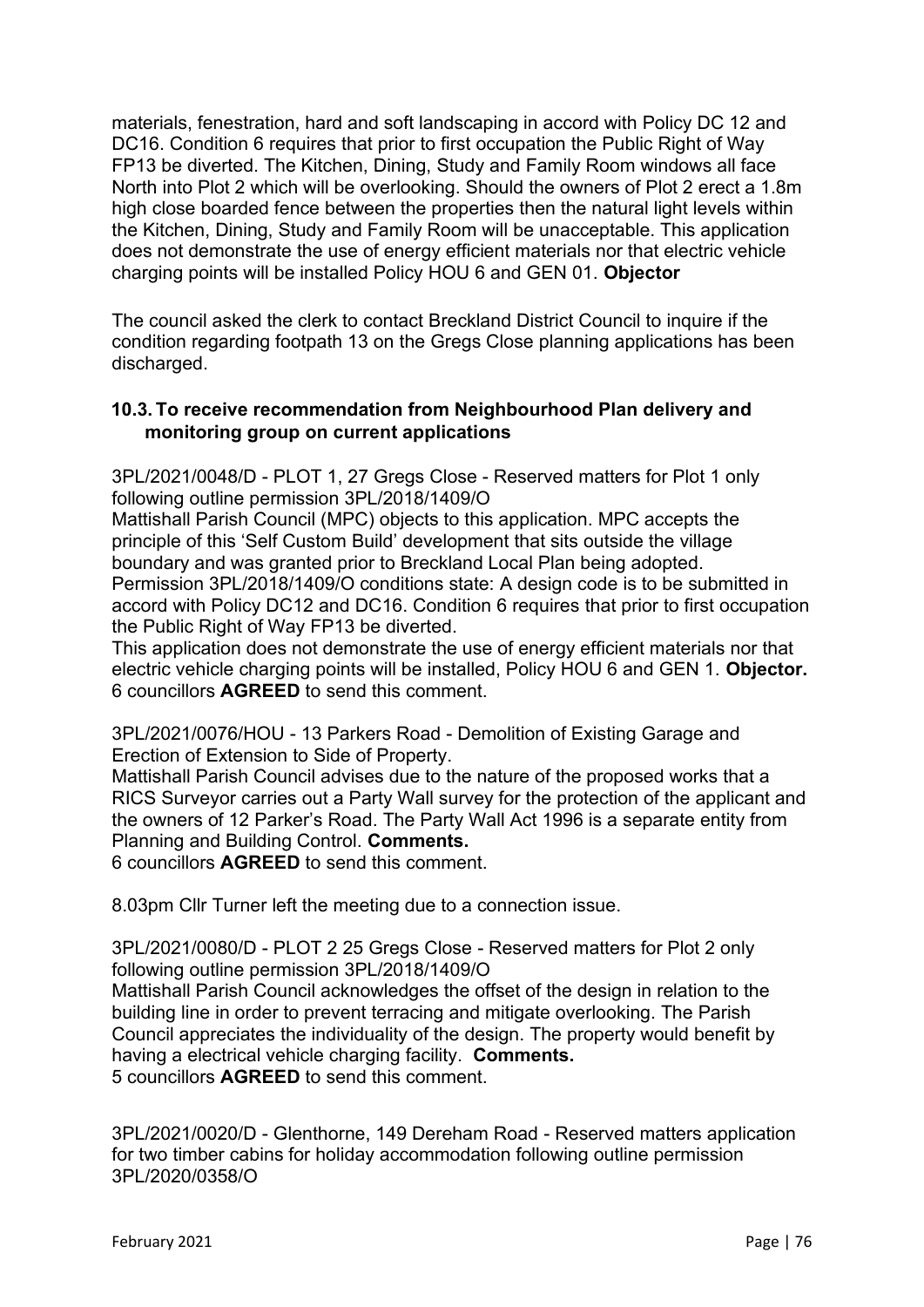materials, fenestration, hard and soft landscaping in accord with Policy DC 12 and DC16. Condition 6 requires that prior to first occupation the Public Right of Way FP13 be diverted. The Kitchen, Dining, Study and Family Room windows all face North into Plot 2 which will be overlooking. Should the owners of Plot 2 erect a 1.8m high close boarded fence between the properties then the natural light levels within the Kitchen, Dining, Study and Family Room will be unacceptable. This application does not demonstrate the use of energy efficient materials nor that electric vehicle charging points will be installed Policy HOU 6 and GEN 01. **Objector**

The council asked the clerk to contact Breckland District Council to inquire if the condition regarding footpath 13 on the Gregs Close planning applications has been discharged.

### 10.3. To receive recommendation from Neighbourhood Plan delivery and monitoring group on current applications

3PL/2021/0048/D - PLOT 1, 27 Gregs Close - Reserved matters for Plot 1 only following outline permission 3PL/2018/1409/O
Mattishall Parish Council (MPC) objects to this application. MPC accepts the principle of this 'Self Custom Build' development that sits outside the village boundary and was granted prior to Breckland Local Plan being adopted.
Permission 3PL/2018/1409/O conditions state: A design code is to be submitted in accord with Policy DC12 and DC16. Condition 6 requires that prior to first occupation the Public Right of Way FP13 be diverted.
This application does not demonstrate the use of energy efficient materials nor that electric vehicle charging points will be installed, Policy HOU 6 and GEN 1. **Objector.**
6 councillors **AGREED** to send this comment.

3PL/2021/0076/HOU - 13 Parkers Road - Demolition of Existing Garage and Erection of Extension to Side of Property.
Mattishall Parish Council advises due to the nature of the proposed works that a RICS Surveyor carries out a Party Wall survey for the protection of the applicant and the owners of 12 Parker's Road. The Party Wall Act 1996 is a separate entity from Planning and Building Control. **Comments.**
6 councillors **AGREED** to send this comment.

8.03pm Cllr Turner left the meeting due to a connection issue.

3PL/2021/0080/D - PLOT 2 25 Gregs Close - Reserved matters for Plot 2 only following outline permission 3PL/2018/1409/O
Mattishall Parish Council acknowledges the offset of the design in relation to the building line in order to prevent terracing and mitigate overlooking. The Parish Council appreciates the individuality of the design. The property would benefit by having a electrical vehicle charging facility. **Comments.**
5 councillors **AGREED** to send this comment.

3PL/2021/0020/D - Glenthorne, 149 Dereham Road - Reserved matters application for two timber cabins for holiday accommodation following outline permission 3PL/2020/0358/O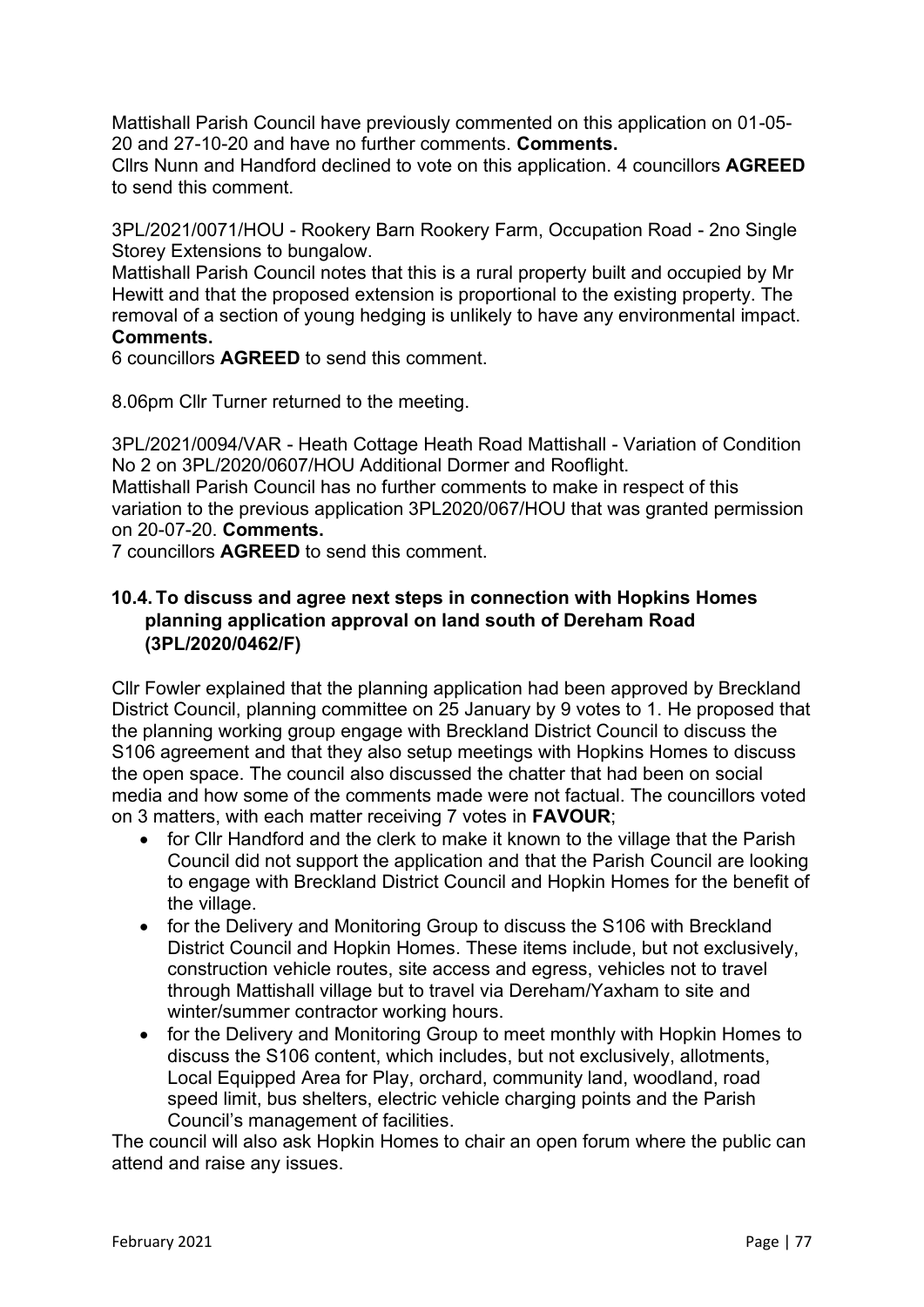Mattishall Parish Council have previously commented on this application on 01-05-20 and 27-10-20 and have no further comments. **Comments.**
Cllrs Nunn and Handford declined to vote on this application. 4 councillors **AGREED** to send this comment.

3PL/2021/0071/HOU - Rookery Barn Rookery Farm, Occupation Road - 2no Single Storey Extensions to bungalow.
Mattishall Parish Council notes that this is a rural property built and occupied by Mr Hewitt and that the proposed extension is proportional to the existing property. The removal of a section of young hedging is unlikely to have any environmental impact. **Comments.**
6 councillors **AGREED** to send this comment.

8.06pm Cllr Turner returned to the meeting.

3PL/2021/0094/VAR - Heath Cottage Heath Road Mattishall - Variation of Condition No 2 on 3PL/2020/0607/HOU Additional Dormer and Rooflight.
Mattishall Parish Council has no further comments to make in respect of this variation to the previous application 3PL2020/067/HOU that was granted permission on 20-07-20. **Comments.**
7 councillors **AGREED** to send this comment.

### 10.4. To discuss and agree next steps in connection with Hopkins Homes planning application approval on land south of Dereham Road (3PL/2020/0462/F)

Cllr Fowler explained that the planning application had been approved by Breckland District Council, planning committee on 25 January by 9 votes to 1. He proposed that the planning working group engage with Breckland District Council to discuss the S106 agreement and that they also setup meetings with Hopkins Homes to discuss the open space. The council also discussed the chatter that had been on social media and how some of the comments made were not factual. The councillors voted on 3 matters, with each matter receiving 7 votes in **FAVOUR**;

- for Cllr Handford and the clerk to make it known to the village that the Parish Council did not support the application and that the Parish Council are looking to engage with Breckland District Council and Hopkin Homes for the benefit of the village.
- for the Delivery and Monitoring Group to discuss the S106 with Breckland District Council and Hopkin Homes. These items include, but not exclusively, construction vehicle routes, site access and egress, vehicles not to travel through Mattishall village but to travel via Dereham/Yaxham to site and winter/summer contractor working hours.
- for the Delivery and Monitoring Group to meet monthly with Hopkin Homes to discuss the S106 content, which includes, but not exclusively, allotments, Local Equipped Area for Play, orchard, community land, woodland, road speed limit, bus shelters, electric vehicle charging points and the Parish Council's management of facilities.

The council will also ask Hopkin Homes to chair an open forum where the public can attend and raise any issues.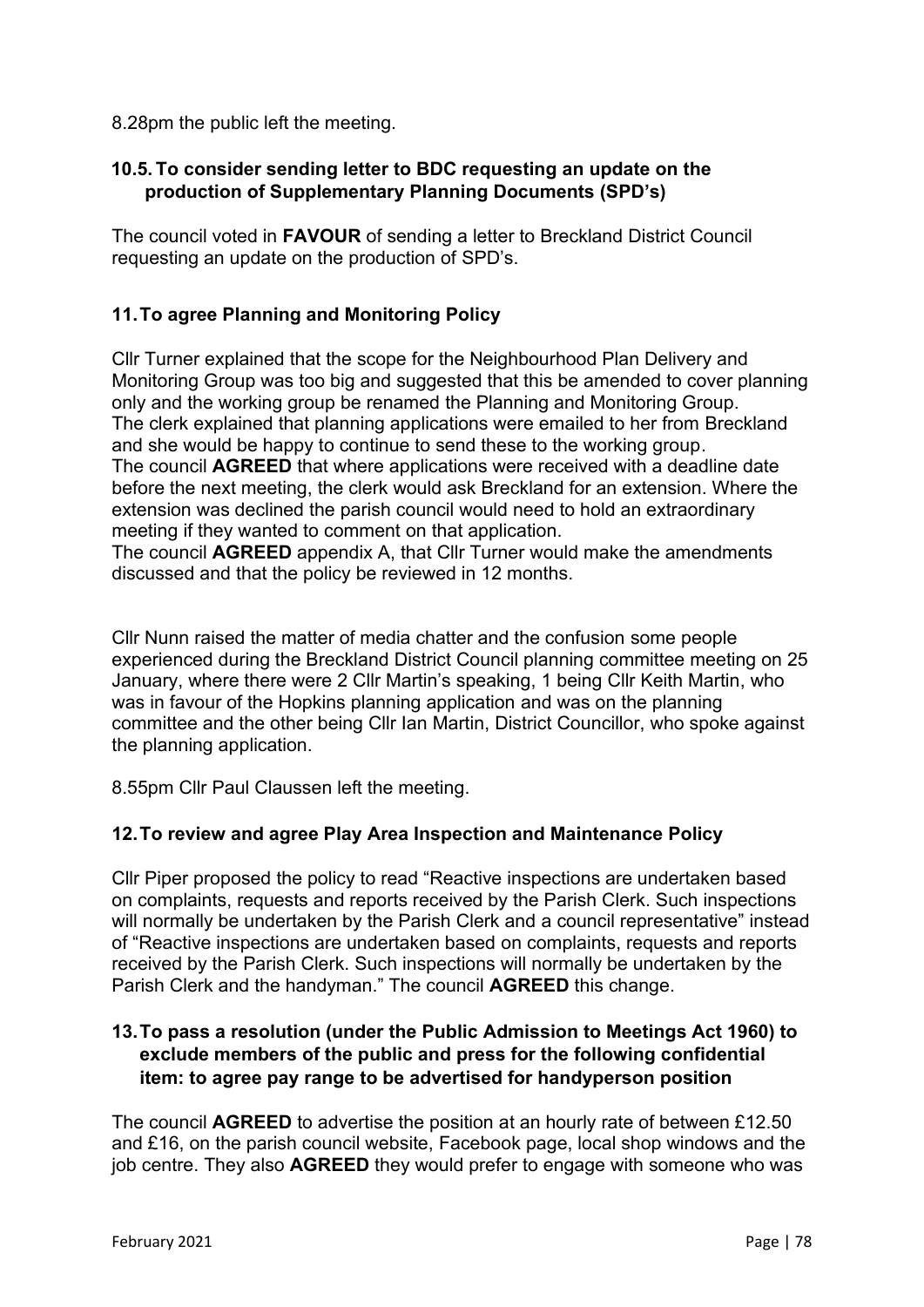8.28pm the public left the meeting.

### 10.5. To consider sending letter to BDC requesting an update on the production of Supplementary Planning Documents (SPD's)

The council voted in **FAVOUR** of sending a letter to Breckland District Council requesting an update on the production of SPD's.

### 11. To agree Planning and Monitoring Policy

Cllr Turner explained that the scope for the Neighbourhood Plan Delivery and Monitoring Group was too big and suggested that this be amended to cover planning only and the working group be renamed the Planning and Monitoring Group. The clerk explained that planning applications were emailed to her from Breckland and she would be happy to continue to send these to the working group. The council **AGREED** that where applications were received with a deadline date before the next meeting, the clerk would ask Breckland for an extension. Where the extension was declined the parish council would need to hold an extraordinary meeting if they wanted to comment on that application.
The council **AGREED** appendix A, that Cllr Turner would make the amendments discussed and that the policy be reviewed in 12 months.

Cllr Nunn raised the matter of media chatter and the confusion some people experienced during the Breckland District Council planning committee meeting on 25 January, where there were 2 Cllr Martin's speaking, 1 being Cllr Keith Martin, who was in favour of the Hopkins planning application and was on the planning committee and the other being Cllr Ian Martin, District Councillor, who spoke against the planning application.

8.55pm Cllr Paul Claussen left the meeting.

### 12. To review and agree Play Area Inspection and Maintenance Policy

Cllr Piper proposed the policy to read "Reactive inspections are undertaken based on complaints, requests and reports received by the Parish Clerk. Such inspections will normally be undertaken by the Parish Clerk and a council representative" instead of "Reactive inspections are undertaken based on complaints, requests and reports received by the Parish Clerk. Such inspections will normally be undertaken by the Parish Clerk and the handyman." The council **AGREED** this change.

### 13. To pass a resolution (under the Public Admission to Meetings Act 1960) to exclude members of the public and press for the following confidential item: to agree pay range to be advertised for handyperson position

The council **AGREED** to advertise the position at an hourly rate of between £12.50 and £16, on the parish council website, Facebook page, local shop windows and the job centre. They also **AGREED** they would prefer to engage with someone who was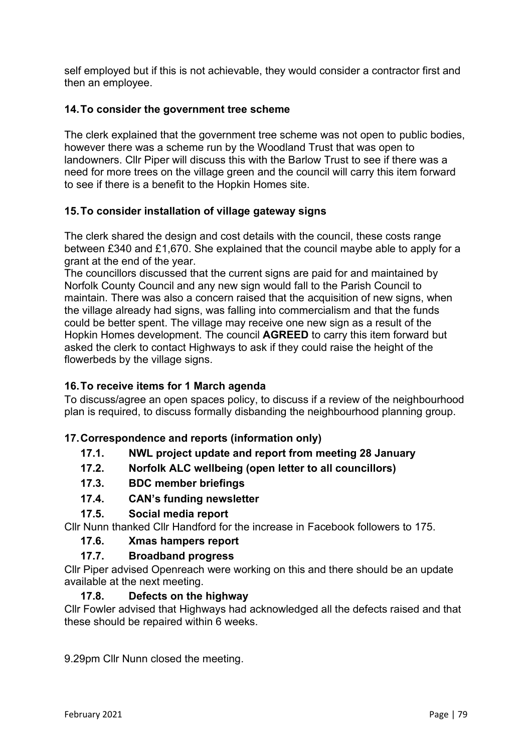self employed but if this is not achievable, they would consider a contractor first and then an employee.

### 14. To consider the government tree scheme

The clerk explained that the government tree scheme was not open to public bodies, however there was a scheme run by the Woodland Trust that was open to landowners. Cllr Piper will discuss this with the Barlow Trust to see if there was a need for more trees on the village green and the council will carry this item forward to see if there is a benefit to the Hopkin Homes site.

### 15. To consider installation of village gateway signs

The clerk shared the design and cost details with the council, these costs range between £340 and £1,670. She explained that the council maybe able to apply for a grant at the end of the year.

The councillors discussed that the current signs are paid for and maintained by Norfolk County Council and any new sign would fall to the Parish Council to maintain. There was also a concern raised that the acquisition of new signs, when the village already had signs, was falling into commercialism and that the funds could be better spent. The village may receive one new sign as a result of the Hopkin Homes development. The council **AGREED** to carry this item forward but asked the clerk to contact Highways to ask if they could raise the height of the flowerbeds by the village signs.

### 16. To receive items for 1 March agenda

To discuss/agree an open spaces policy, to discuss if a review of the neighbourhood plan is required, to discuss formally disbanding the neighbourhood planning group.

### 17. Correspondence and reports (information only)

**17.1. NWL project update and report from meeting 28 January**

**17.2. Norfolk ALC wellbeing (open letter to all councillors)**

**17.3. BDC member briefings**

**17.4. CAN's funding newsletter**

**17.5. Social media report**

Cllr Nunn thanked Cllr Handford for the increase in Facebook followers to 175.

**17.6. Xmas hampers report**

**17.7. Broadband progress**

Cllr Piper advised Openreach were working on this and there should be an update available at the next meeting.

**17.8. Defects on the highway**

Cllr Fowler advised that Highways had acknowledged all the defects raised and that these should be repaired within 6 weeks.

9.29pm Cllr Nunn closed the meeting.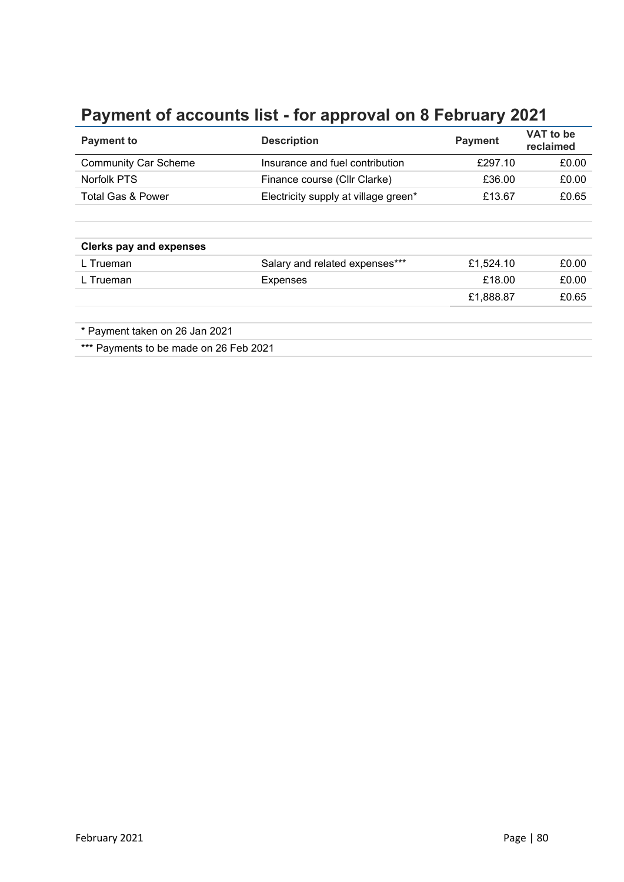## Payment of accounts list - for approval on 8 February 2021

| Payment to | Description | Payment | VAT to be reclaimed |
|---|---|---|---|
| Community Car Scheme | Insurance and fuel contribution | £297.10 | £0.00 |
| Norfolk PTS | Finance course (Cllr Clarke) | £36.00 | £0.00 |
| Total Gas & Power | Electricity supply at village green* | £13.67 | £0.65 |
| | | | |
| **Clerks pay and expenses** | | | |
| L Trueman | Salary and related expenses*** | £1,524.10 | £0.00 |
| L Trueman | Expenses | £18.00 | £0.00 |
| | | £1,888.87 | £0.65 |

* Payment taken on 26 Jan 2021

*** Payments to be made on 26 Feb 2021